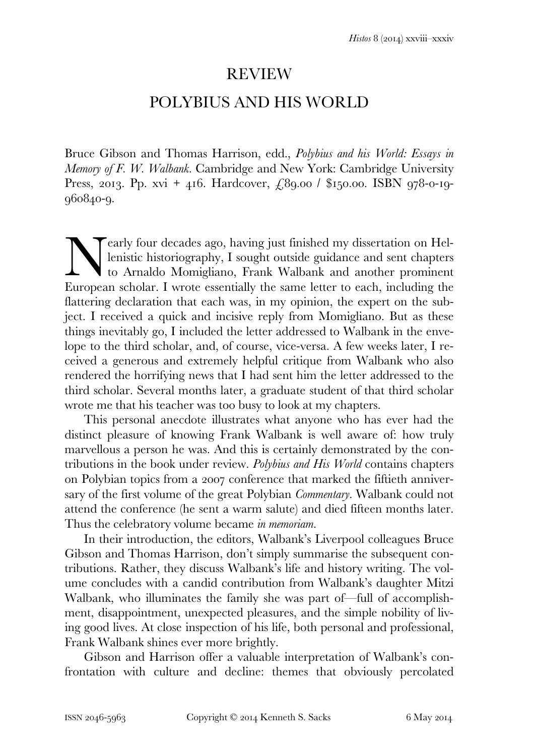# REVIEW

# POLYBIUS AND HIS WORLD

Bruce Gibson and Thomas Harrison, edd., *Polybius and his World: Essays in Memory of F. W. Walbank*. Cambridge and New York: Cambridge University Press, 2013. Pp. xvi + 416. Hardcover, £89.00 / $150.00. ISBN 978-0-19-960840-9.

Nearly four decades ago, having just finished my dissertation on Hellenistic historiography, I sought outside guidance and sent chapters to Arnaldo Momigliano, Frank Walbank and another prominent European scholar. I wrote essentially the same letter to each, including the flattering declaration that each was, in my opinion, the expert on the subject. I received a quick and incisive reply from Momigliano. But as these things inevitably go, I included the letter addressed to Walbank in the envelope to the third scholar, and, of course, vice-versa. A few weeks later, I received a generous and extremely helpful critique from Walbank who also rendered the horrifying news that I had sent him the letter addressed to the third scholar. Several months later, a graduate student of that third scholar wrote me that his teacher was too busy to look at my chapters.

This personal anecdote illustrates what anyone who has ever had the distinct pleasure of knowing Frank Walbank is well aware of: how truly marvellous a person he was. And this is certainly demonstrated by the contributions in the book under review. *Polybius and His World* contains chapters on Polybian topics from a 2007 conference that marked the fiftieth anniversary of the first volume of the great Polybian *Commentary*. Walbank could not attend the conference (he sent a warm salute) and died fifteen months later. Thus the celebratory volume became *in memoriam.*

In their introduction, the editors, Walbank's Liverpool colleagues Bruce Gibson and Thomas Harrison, don't simply summarise the subsequent contributions. Rather, they discuss Walbank's life and history writing. The volume concludes with a candid contribution from Walbank's daughter Mitzi Walbank, who illuminates the family she was part of—full of accomplishment, disappointment, unexpected pleasures, and the simple nobility of living good lives. At close inspection of his life, both personal and professional, Frank Walbank shines ever more brightly.

Gibson and Harrison offer a valuable interpretation of Walbank's confrontation with culture and decline: themes that obviously percolated

ISSN 2046-5963 Copyright © 2014 Kenneth S. Sacks 6 May 2014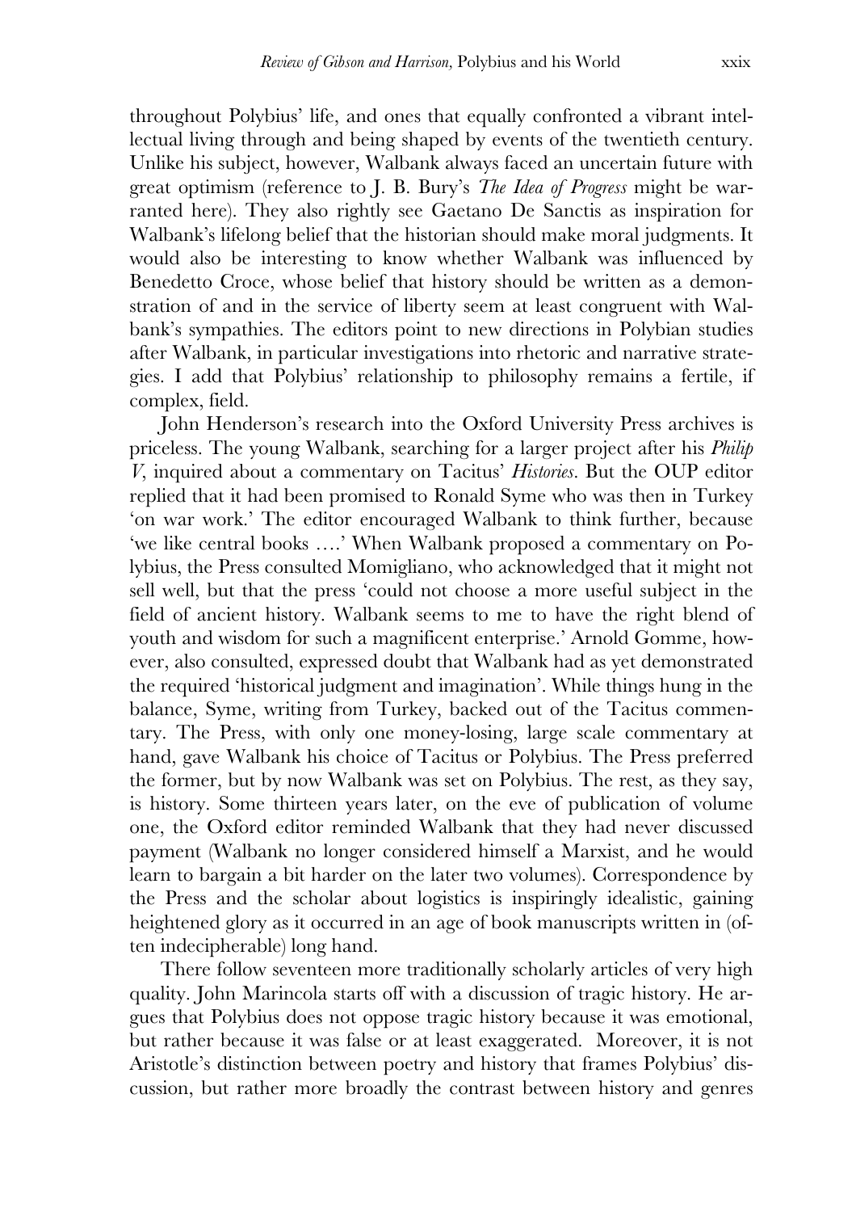throughout Polybius' life, and ones that equally confronted a vibrant intellectual living through and being shaped by events of the twentieth century. Unlike his subject, however, Walbank always faced an uncertain future with great optimism (reference to J. B. Bury's *The Idea of Progress* might be warranted here). They also rightly see Gaetano De Sanctis as inspiration for Walbank's lifelong belief that the historian should make moral judgments. It would also be interesting to know whether Walbank was influenced by Benedetto Croce, whose belief that history should be written as a demonstration of and in the service of liberty seem at least congruent with Walbank's sympathies. The editors point to new directions in Polybian studies after Walbank, in particular investigations into rhetoric and narrative strategies. I add that Polybius' relationship to philosophy remains a fertile, if complex, field.

John Henderson's research into the Oxford University Press archives is priceless. The young Walbank, searching for a larger project after his *Philip V*, inquired about a commentary on Tacitus' *Histories*. But the OUP editor replied that it had been promised to Ronald Syme who was then in Turkey 'on war work.' The editor encouraged Walbank to think further, because 'we like central books ….' When Walbank proposed a commentary on Polybius, the Press consulted Momigliano, who acknowledged that it might not sell well, but that the press 'could not choose a more useful subject in the field of ancient history. Walbank seems to me to have the right blend of youth and wisdom for such a magnificent enterprise.' Arnold Gomme, however, also consulted, expressed doubt that Walbank had as yet demonstrated the required 'historical judgment and imagination'. While things hung in the balance, Syme, writing from Turkey, backed out of the Tacitus commentary. The Press, with only one money-losing, large scale commentary at hand, gave Walbank his choice of Tacitus or Polybius. The Press preferred the former, but by now Walbank was set on Polybius. The rest, as they say, is history. Some thirteen years later, on the eve of publication of volume one, the Oxford editor reminded Walbank that they had never discussed payment (Walbank no longer considered himself a Marxist, and he would learn to bargain a bit harder on the later two volumes). Correspondence by the Press and the scholar about logistics is inspiringly idealistic, gaining heightened glory as it occurred in an age of book manuscripts written in (often indecipherable) long hand.

There follow seventeen more traditionally scholarly articles of very high quality. John Marincola starts off with a discussion of tragic history. He argues that Polybius does not oppose tragic history because it was emotional, but rather because it was false or at least exaggerated. Moreover, it is not Aristotle's distinction between poetry and history that frames Polybius' discussion, but rather more broadly the contrast between history and genres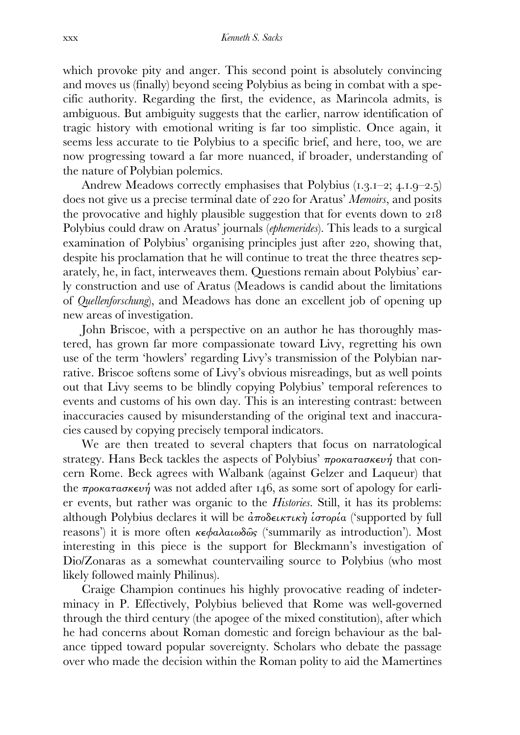which provoke pity and anger. This second point is absolutely convincing and moves us (finally) beyond seeing Polybius as being in combat with a specific authority. Regarding the first, the evidence, as Marincola admits, is ambiguous. But ambiguity suggests that the earlier, narrow identification of tragic history with emotional writing is far too simplistic. Once again, it seems less accurate to tie Polybius to a specific brief, and here, too, we are now progressing toward a far more nuanced, if broader, understanding of the nature of Polybian polemics.

Andrew Meadows correctly emphasises that Polybius (1.3.1–2; 4.1.9–2.5) does not give us a precise terminal date of 220 for Aratus' *Memoirs*, and posits the provocative and highly plausible suggestion that for events down to 218 Polybius could draw on Aratus' journals (*ephemerides*). This leads to a surgical examination of Polybius' organising principles just after 220, showing that, despite his proclamation that he will continue to treat the three theatres separately, he, in fact, interweaves them. Questions remain about Polybius' early construction and use of Aratus (Meadows is candid about the limitations of *Quellenforschung*), and Meadows has done an excellent job of opening up new areas of investigation.

John Briscoe, with a perspective on an author he has thoroughly mastered, has grown far more compassionate toward Livy, regretting his own use of the term 'howlers' regarding Livy's transmission of the Polybian narrative. Briscoe softens some of Livy's obvious misreadings, but as well points out that Livy seems to be blindly copying Polybius' temporal references to events and customs of his own day. This is an interesting contrast: between inaccuracies caused by misunderstanding of the original text and inaccuracies caused by copying precisely temporal indicators.

We are then treated to several chapters that focus on narratological strategy. Hans Beck tackles the aspects of Polybius' *προκατασκευή* that concern Rome. Beck agrees with Walbank (against Gelzer and Laqueur) that the *προκατασκευή* was not added after 146, as some sort of apology for earlier events, but rather was organic to the *Histories*. Still, it has its problems: although Polybius declares it will be *ἀποδεικτικὴ ἱστορία* ('supported by full reasons') it is more often *κεφαλαιωδῶς* ('summarily as introduction'). Most interesting in this piece is the support for Bleckmann's investigation of Dio/Zonaras as a somewhat countervailing source to Polybius (who most likely followed mainly Philinus).

Craige Champion continues his highly provocative reading of indeterminacy in P. Effectively, Polybius believed that Rome was well-governed through the third century (the apogee of the mixed constitution), after which he had concerns about Roman domestic and foreign behaviour as the balance tipped toward popular sovereignty. Scholars who debate the passage over who made the decision within the Roman polity to aid the Mamertines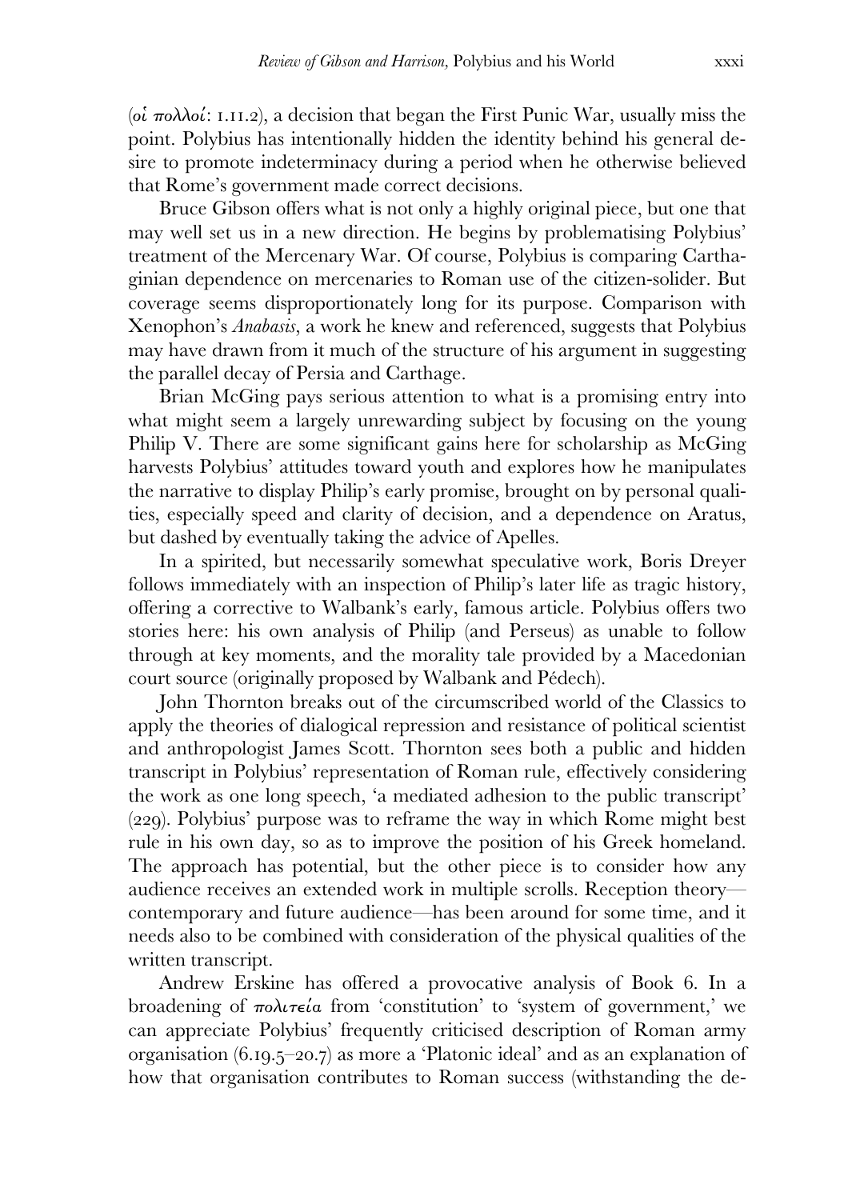(*οἱ πολλοί*: 1.11.2), a decision that began the First Punic War, usually miss the point. Polybius has intentionally hidden the identity behind his general desire to promote indeterminacy during a period when he otherwise believed that Rome's government made correct decisions.

Bruce Gibson offers what is not only a highly original piece, but one that may well set us in a new direction. He begins by problematising Polybius' treatment of the Mercenary War. Of course, Polybius is comparing Carthaginian dependence on mercenaries to Roman use of the citizen-solider. But coverage seems disproportionately long for its purpose. Comparison with Xenophon's *Anabasis*, a work he knew and referenced, suggests that Polybius may have drawn from it much of the structure of his argument in suggesting the parallel decay of Persia and Carthage.

Brian McGing pays serious attention to what is a promising entry into what might seem a largely unrewarding subject by focusing on the young Philip V. There are some significant gains here for scholarship as McGing harvests Polybius' attitudes toward youth and explores how he manipulates the narrative to display Philip's early promise, brought on by personal qualities, especially speed and clarity of decision, and a dependence on Aratus, but dashed by eventually taking the advice of Apelles.

In a spirited, but necessarily somewhat speculative work, Boris Dreyer follows immediately with an inspection of Philip's later life as tragic history, offering a corrective to Walbank's early, famous article. Polybius offers two stories here: his own analysis of Philip (and Perseus) as unable to follow through at key moments, and the morality tale provided by a Macedonian court source (originally proposed by Walbank and Pédech).

John Thornton breaks out of the circumscribed world of the Classics to apply the theories of dialogical repression and resistance of political scientist and anthropologist James Scott. Thornton sees both a public and hidden transcript in Polybius' representation of Roman rule, effectively considering the work as one long speech, 'a mediated adhesion to the public transcript' (229). Polybius' purpose was to reframe the way in which Rome might best rule in his own day, so as to improve the position of his Greek homeland. The approach has potential, but the other piece is to consider how any audience receives an extended work in multiple scrolls. Reception theory—contemporary and future audience—has been around for some time, and it needs also to be combined with consideration of the physical qualities of the written transcript.

Andrew Erskine has offered a provocative analysis of Book 6. In a broadening of *πολιτεία* from 'constitution' to 'system of government,' we can appreciate Polybius' frequently criticised description of Roman army organisation (6.19.5–20.7) as more a 'Platonic ideal' and as an explanation of how that organisation contributes to Roman success (withstanding the de-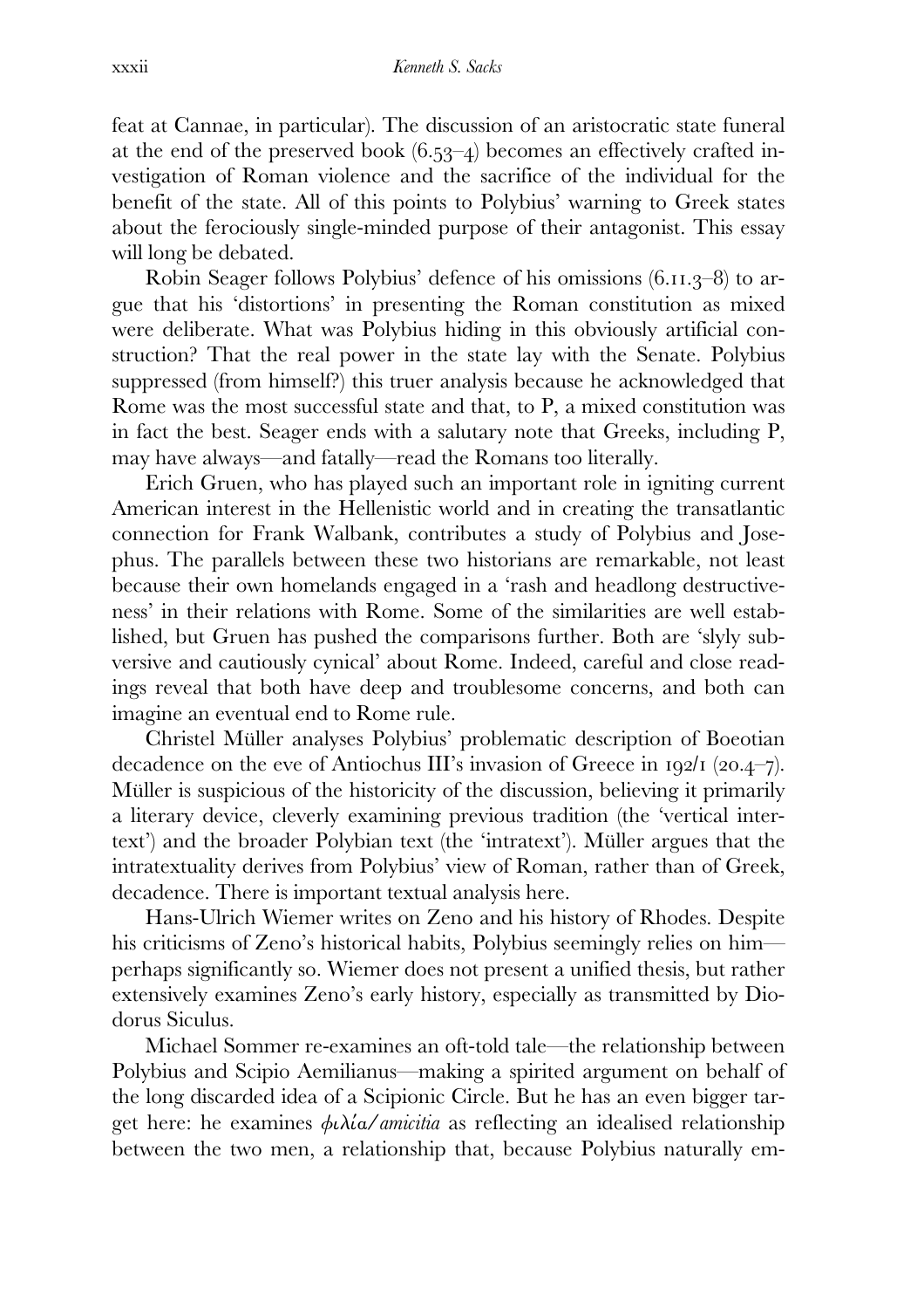feat at Cannae, in particular). The discussion of an aristocratic state funeral at the end of the preserved book (6.53–4) becomes an effectively crafted investigation of Roman violence and the sacrifice of the individual for the benefit of the state. All of this points to Polybius' warning to Greek states about the ferociously single-minded purpose of their antagonist. This essay will long be debated.

Robin Seager follows Polybius' defence of his omissions (6.11.3–8) to argue that his 'distortions' in presenting the Roman constitution as mixed were deliberate. What was Polybius hiding in this obviously artificial construction? That the real power in the state lay with the Senate. Polybius suppressed (from himself?) this truer analysis because he acknowledged that Rome was the most successful state and that, to P, a mixed constitution was in fact the best. Seager ends with a salutary note that Greeks, including P, may have always—and fatally—read the Romans too literally.

Erich Gruen, who has played such an important role in igniting current American interest in the Hellenistic world and in creating the transatlantic connection for Frank Walbank, contributes a study of Polybius and Josephus. The parallels between these two historians are remarkable, not least because their own homelands engaged in a 'rash and headlong destructiveness' in their relations with Rome. Some of the similarities are well established, but Gruen has pushed the comparisons further. Both are 'slyly subversive and cautiously cynical' about Rome. Indeed, careful and close readings reveal that both have deep and troublesome concerns, and both can imagine an eventual end to Rome rule.

Christel Müller analyses Polybius' problematic description of Boeotian decadence on the eve of Antiochus III's invasion of Greece in 192/1 (20.4–7). Müller is suspicious of the historicity of the discussion, believing it primarily a literary device, cleverly examining previous tradition (the 'vertical intertext') and the broader Polybian text (the 'intratext'). Müller argues that the intratextuality derives from Polybius' view of Roman, rather than of Greek, decadence. There is important textual analysis here.

Hans-Ulrich Wiemer writes on Zeno and his history of Rhodes. Despite his criticisms of Zeno's historical habits, Polybius seemingly relies on him—perhaps significantly so. Wiemer does not present a unified thesis, but rather extensively examines Zeno's early history, especially as transmitted by Diodorus Siculus.

Michael Sommer re-examines an oft-told tale—the relationship between Polybius and Scipio Aemilianus—making a spirited argument on behalf of the long discarded idea of a Scipionic Circle. But he has an even bigger target here: he examines *φιλία/amicitia* as reflecting an idealised relationship between the two men, a relationship that, because Polybius naturally em-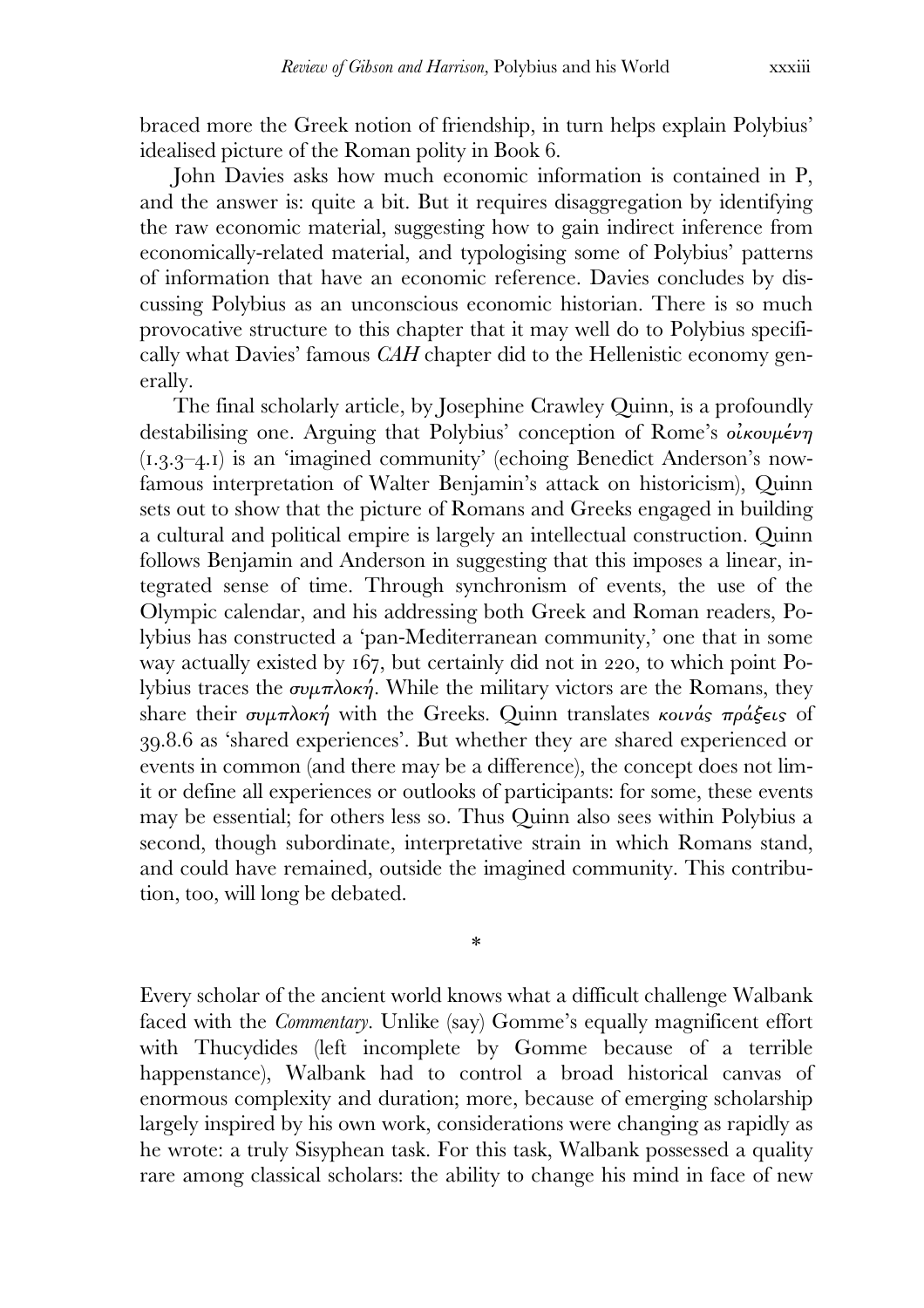braced more the Greek notion of friendship, in turn helps explain Polybius' idealised picture of the Roman polity in Book 6.

John Davies asks how much economic information is contained in P, and the answer is: quite a bit. But it requires disaggregation by identifying the raw economic material, suggesting how to gain indirect inference from economically-related material, and typologising some of Polybius' patterns of information that have an economic reference. Davies concludes by discussing Polybius as an unconscious economic historian. There is so much provocative structure to this chapter that it may well do to Polybius specifically what Davies' famous *CAH* chapter did to the Hellenistic economy generally.

The final scholarly article, by Josephine Crawley Quinn, is a profoundly destabilising one. Arguing that Polybius' conception of Rome's *οἰκουμένη* (1.3.3–4.1) is an 'imagined community' (echoing Benedict Anderson's now-famous interpretation of Walter Benjamin's attack on historicism), Quinn sets out to show that the picture of Romans and Greeks engaged in building a cultural and political empire is largely an intellectual construction. Quinn follows Benjamin and Anderson in suggesting that this imposes a linear, integrated sense of time. Through synchronism of events, the use of the Olympic calendar, and his addressing both Greek and Roman readers, Polybius has constructed a 'pan-Mediterranean community,' one that in some way actually existed by 167, but certainly did not in 220, to which point Polybius traces the *συμπλοκή*. While the military victors are the Romans, they share their *συμπλοκή* with the Greeks. Quinn translates *κοινάς πράξεις* of 39.8.6 as 'shared experiences'. But whether they are shared experienced or events in common (and there may be a difference), the concept does not limit or define all experiences or outlooks of participants: for some, these events may be essential; for others less so. Thus Quinn also sees within Polybius a second, though subordinate, interpretative strain in which Romans stand, and could have remained, outside the imagined community. This contribution, too, will long be debated.

\*

Every scholar of the ancient world knows what a difficult challenge Walbank faced with the *Commentary*. Unlike (say) Gomme's equally magnificent effort with Thucydides (left incomplete by Gomme because of a terrible happenstance), Walbank had to control a broad historical canvas of enormous complexity and duration; more, because of emerging scholarship largely inspired by his own work, considerations were changing as rapidly as he wrote: a truly Sisyphean task. For this task, Walbank possessed a quality rare among classical scholars: the ability to change his mind in face of new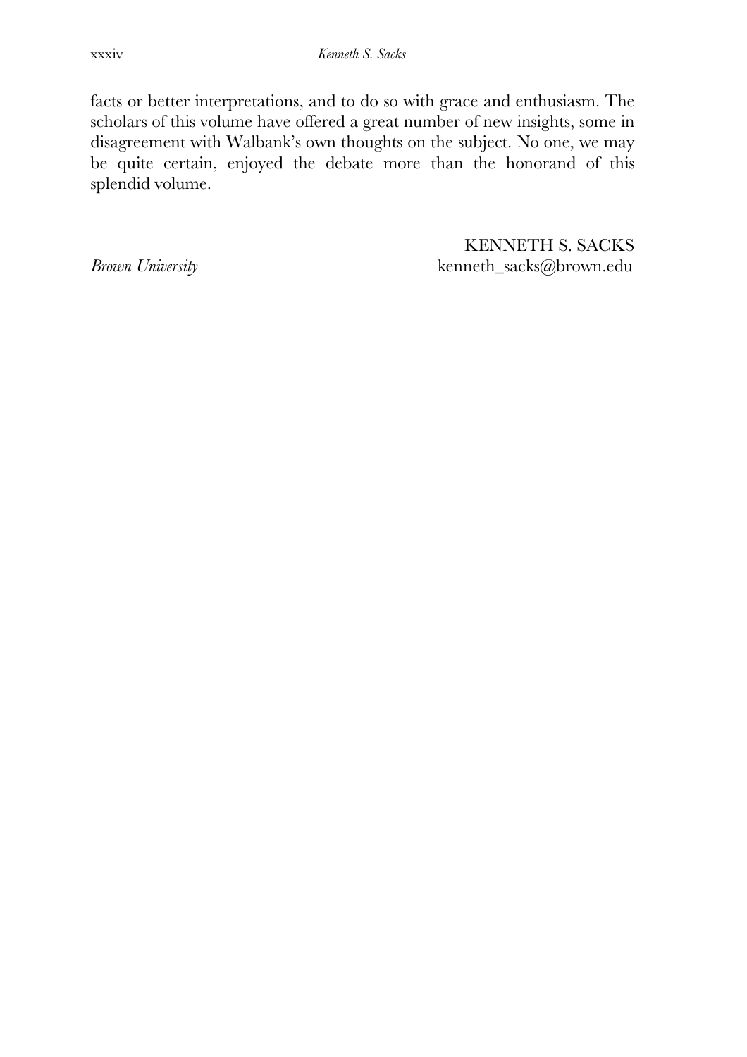facts or better interpretations, and to do so with grace and enthusiasm. The scholars of this volume have offered a great number of new insights, some in disagreement with Walbank's own thoughts on the subject. No one, we may be quite certain, enjoyed the debate more than the honorand of this splendid volume.

KENNETH S. SACKS

*Brown University*

kenneth_sacks@brown.edu